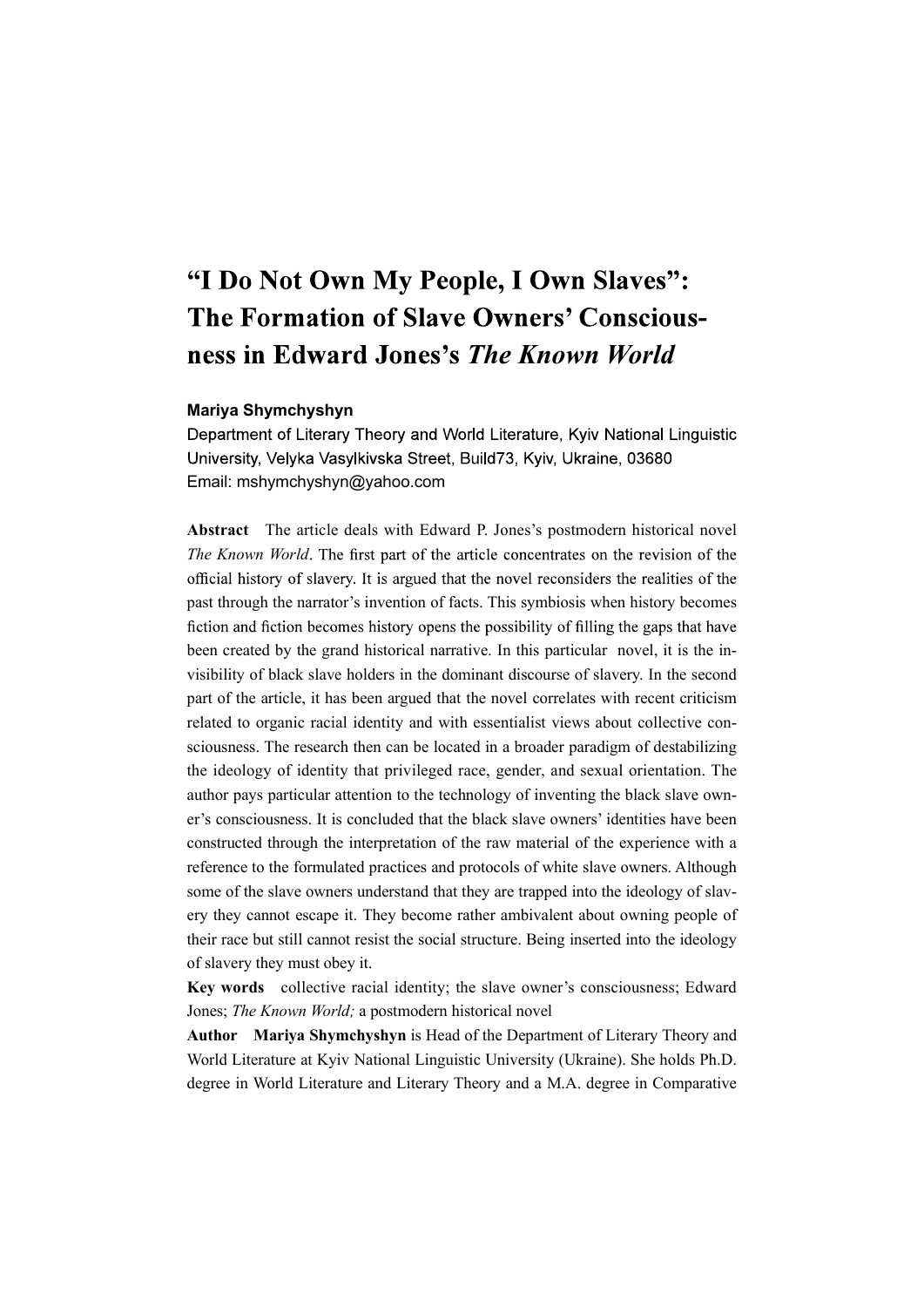# "I Do Not Own My People, I Own Slaves": The Formation of Slave Owners' Consciousness in Edward Jones's *The Known World*

**Mariya Shymchyshyn**

Department of Literary Theory and World Literature, Kyiv National Linguistic University, Velyka Vasylkivska Street, Build73, Kyiv, Ukraine, 03680

Email: mshymchyshyn@yahoo.com

**Abstract** The article deals with Edward P. Jones's postmodern historical novel *The Known World*. The first part of the article concentrates on the revision of the official history of slavery. It is argued that the novel reconsiders the realities of the past through the narrator's invention of facts. This symbiosis when history becomes fiction and fiction becomes history opens the possibility of filling the gaps that have been created by the grand historical narrative. In this particular novel, it is the invisibility of black slave holders in the dominant discourse of slavery. In the second part of the article, it has been argued that the novel correlates with recent criticism related to organic racial identity and with essentialist views about collective consciousness. The research then can be located in a broader paradigm of destabilizing the ideology of identity that privileged race, gender, and sexual orientation. The author pays particular attention to the technology of inventing the black slave owner's consciousness. It is concluded that the black slave owners' identities have been constructed through the interpretation of the raw material of the experience with a reference to the formulated practices and protocols of white slave owners. Although some of the slave owners understand that they are trapped into the ideology of slavery they cannot escape it. They become rather ambivalent about owning people of their race but still cannot resist the social structure. Being inserted into the ideology of slavery they must obey it.

**Key words** collective racial identity; the slave owner's consciousness; Edward Jones; *The Known World;* a postmodern historical novel

**Author** **Mariya Shymchyshyn** is Head of the Department of Literary Theory and World Literature at Kyiv National Linguistic University (Ukraine). She holds Ph.D. degree in World Literature and Literary Theory and a M.A. degree in Comparative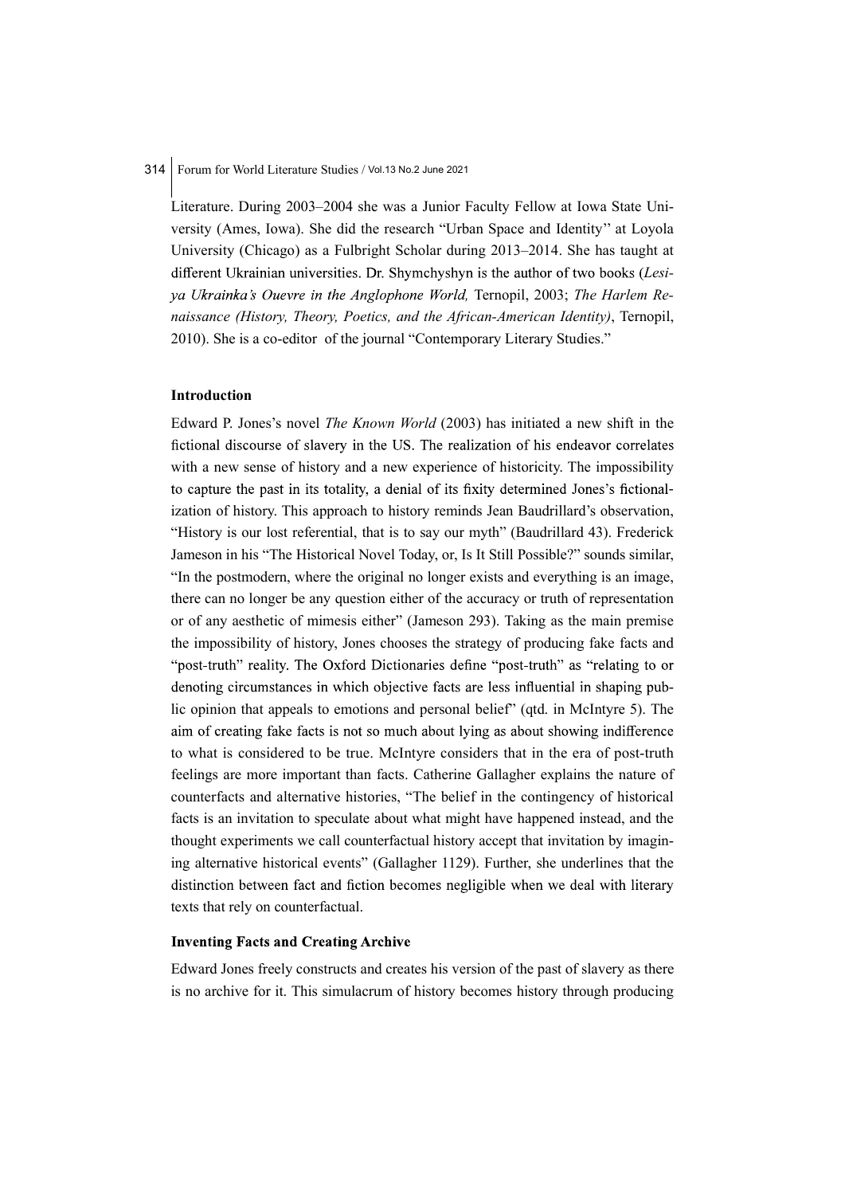Literature. During 2003–2004 she was a Junior Faculty Fellow at Iowa State University (Ames, Iowa). She did the research "Urban Space and Identity'' at Loyola University (Chicago) as a Fulbright Scholar during 2013–2014. She has taught at different Ukrainian universities. Dr. Shymchyshyn is the author of two books (*Lesiya Ukrainka's Ouevre in the Anglophone World,* Ternopil, 2003; *The Harlem Renaissance (History, Theory, Poetics, and the African-American Identity)*, Ternopil, 2010). She is a co-editor of the journal "Contemporary Literary Studies."

**Introduction**

Edward P. Jones's novel *The Known World* (2003) has initiated a new shift in the fictional discourse of slavery in the US. The realization of his endeavor correlates with a new sense of history and a new experience of historicity. The impossibility to capture the past in its totality, a denial of its fixity determined Jones's fictionalization of history. This approach to history reminds Jean Baudrillard's observation, "History is our lost referential, that is to say our myth" (Baudrillard 43). Frederick Jameson in his "The Historical Novel Today, or, Is It Still Possible?" sounds similar, "In the postmodern, where the original no longer exists and everything is an image, there can no longer be any question either of the accuracy or truth of representation or of any aesthetic of mimesis either" (Jameson 293). Taking as the main premise the impossibility of history, Jones chooses the strategy of producing fake facts and "post-truth" reality. The Oxford Dictionaries define "post-truth" as "relating to or denoting circumstances in which objective facts are less influential in shaping public opinion that appeals to emotions and personal belief" (qtd. in McIntyre 5). The aim of creating fake facts is not so much about lying as about showing indifference to what is considered to be true. McIntyre considers that in the era of post-truth feelings are more important than facts. Catherine Gallagher explains the nature of counterfacts and alternative histories, "The belief in the contingency of historical facts is an invitation to speculate about what might have happened instead, and the thought experiments we call counterfactual history accept that invitation by imagining alternative historical events" (Gallagher 1129). Further, she underlines that the distinction between fact and fiction becomes negligible when we deal with literary texts that rely on counterfactual.

**Inventing Facts and Creating Archive**

Edward Jones freely constructs and creates his version of the past of slavery as there is no archive for it. This simulacrum of history becomes history through producing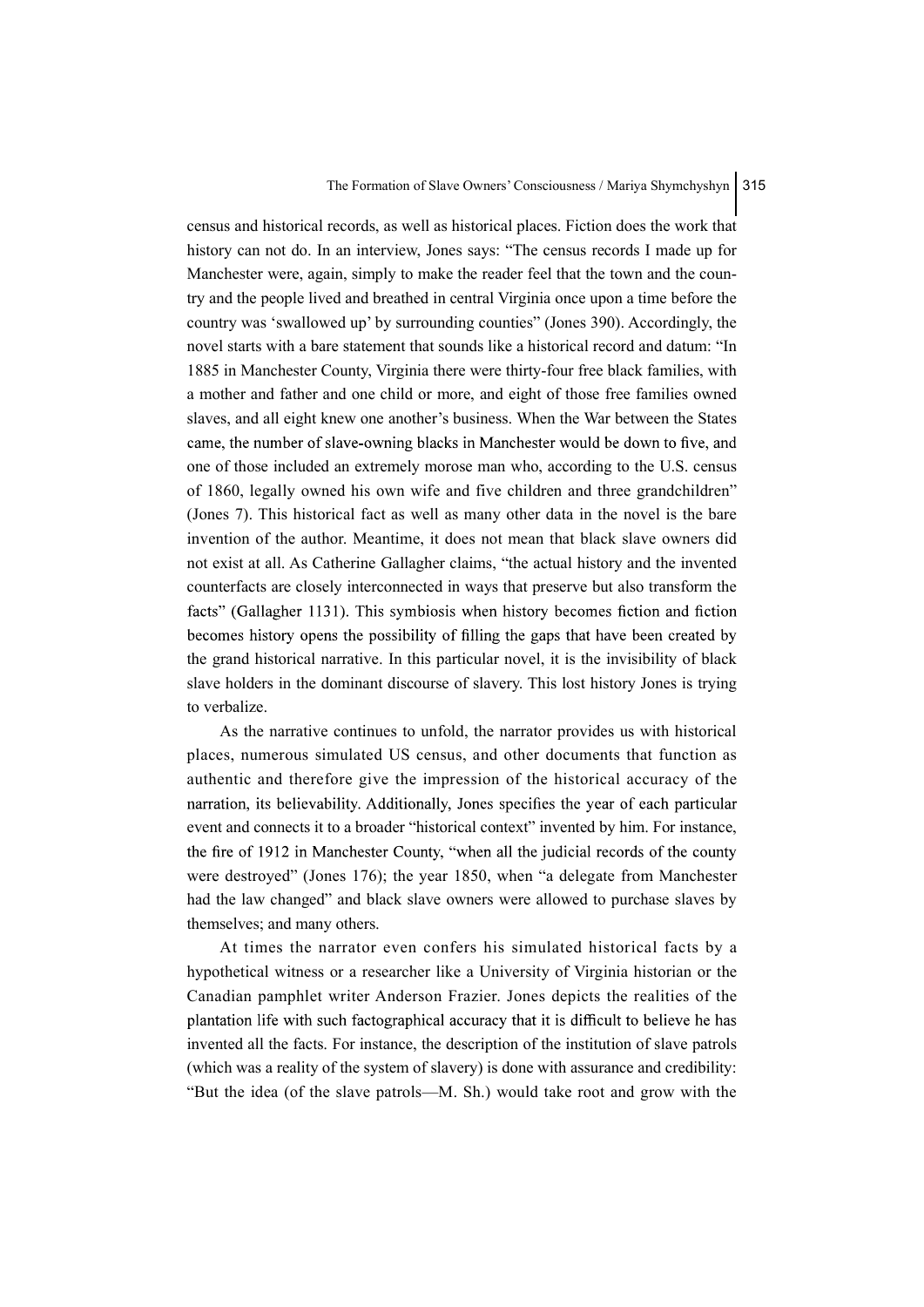census and historical records, as well as historical places. Fiction does the work that history can not do. In an interview, Jones says: "The census records I made up for Manchester were, again, simply to make the reader feel that the town and the country and the people lived and breathed in central Virginia once upon a time before the country was 'swallowed up' by surrounding counties" (Jones 390). Accordingly, the novel starts with a bare statement that sounds like a historical record and datum: "In 1885 in Manchester County, Virginia there were thirty-four free black families, with a mother and father and one child or more, and eight of those free families owned slaves, and all eight knew one another's business. When the War between the States came, the number of slave-owning blacks in Manchester would be down to five, and one of those included an extremely morose man who, according to the U.S. census of 1860, legally owned his own wife and five children and three grandchildren" (Jones 7). This historical fact as well as many other data in the novel is the bare invention of the author. Meantime, it does not mean that black slave owners did not exist at all. As Catherine Gallagher claims, "the actual history and the invented counterfacts are closely interconnected in ways that preserve but also transform the facts" (Gallagher 1131). This symbiosis when history becomes fiction and fiction becomes history opens the possibility of filling the gaps that have been created by the grand historical narrative. In this particular novel, it is the invisibility of black slave holders in the dominant discourse of slavery. This lost history Jones is trying to verbalize.

As the narrative continues to unfold, the narrator provides us with historical places, numerous simulated US census, and other documents that function as authentic and therefore give the impression of the historical accuracy of the narration, its believability. Additionally, Jones specifies the year of each particular event and connects it to a broader "historical context" invented by him. For instance, the fire of 1912 in Manchester County, "when all the judicial records of the county were destroyed" (Jones 176); the year 1850, when "a delegate from Manchester had the law changed" and black slave owners were allowed to purchase slaves by themselves; and many others.

At times the narrator even confers his simulated historical facts by a hypothetical witness or a researcher like a University of Virginia historian or the Canadian pamphlet writer Anderson Frazier. Jones depicts the realities of the plantation life with such factographical accuracy that it is difficult to believe he has invented all the facts. For instance, the description of the institution of slave patrols (which was a reality of the system of slavery) is done with assurance and credibility: "But the idea (of the slave patrols—M. Sh.) would take root and grow with the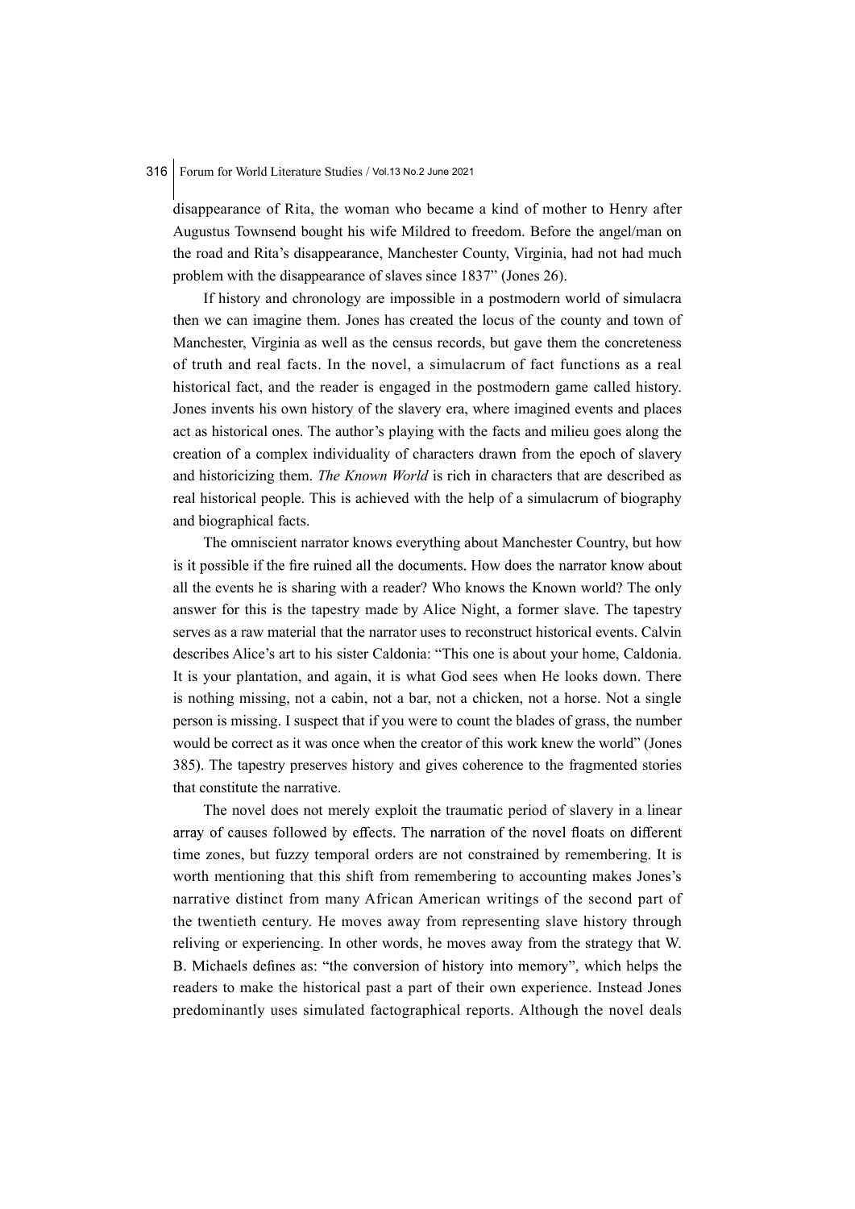disappearance of Rita, the woman who became a kind of mother to Henry after Augustus Townsend bought his wife Mildred to freedom. Before the angel/man on the road and Rita's disappearance, Manchester County, Virginia, had not had much problem with the disappearance of slaves since 1837" (Jones 26).

If history and chronology are impossible in a postmodern world of simulacra then we can imagine them. Jones has created the locus of the county and town of Manchester, Virginia as well as the census records, but gave them the concreteness of truth and real facts. In the novel, a simulacrum of fact functions as a real historical fact, and the reader is engaged in the postmodern game called history. Jones invents his own history of the slavery era, where imagined events and places act as historical ones. The author's playing with the facts and milieu goes along the creation of a complex individuality of characters drawn from the epoch of slavery and historicizing them. *The Known World* is rich in characters that are described as real historical people. This is achieved with the help of a simulacrum of biography and biographical facts.

The omniscient narrator knows everything about Manchester Country, but how is it possible if the fire ruined all the documents. How does the narrator know about all the events he is sharing with a reader? Who knows the Known world? The only answer for this is the tapestry made by Alice Night, a former slave. The tapestry serves as a raw material that the narrator uses to reconstruct historical events. Calvin describes Alice's art to his sister Caldonia: "This one is about your home, Caldonia. It is your plantation, and again, it is what God sees when He looks down. There is nothing missing, not a cabin, not a bar, not a chicken, not a horse. Not a single person is missing. I suspect that if you were to count the blades of grass, the number would be correct as it was once when the creator of this work knew the world" (Jones 385). The tapestry preserves history and gives coherence to the fragmented stories that constitute the narrative.

The novel does not merely exploit the traumatic period of slavery in a linear array of causes followed by effects. The narration of the novel floats on different time zones, but fuzzy temporal orders are not constrained by remembering. It is worth mentioning that this shift from remembering to accounting makes Jones's narrative distinct from many African American writings of the second part of the twentieth century. He moves away from representing slave history through reliving or experiencing. In other words, he moves away from the strategy that W. B. Michaels defines as: "the conversion of history into memory", which helps the readers to make the historical past a part of their own experience. Instead Jones predominantly uses simulated factographical reports. Although the novel deals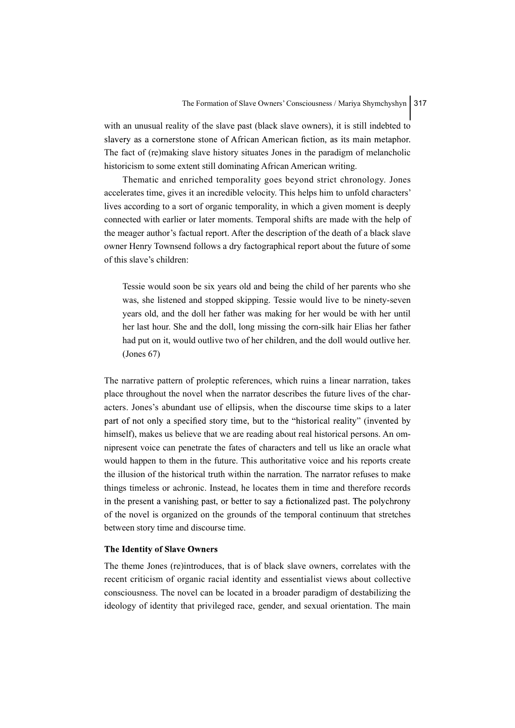with an unusual reality of the slave past (black slave owners), it is still indebted to slavery as a cornerstone stone of African American fiction, as its main metaphor. The fact of (re)making slave history situates Jones in the paradigm of melancholic historicism to some extent still dominating African American writing.

Thematic and enriched temporality goes beyond strict chronology. Jones accelerates time, gives it an incredible velocity. This helps him to unfold characters' lives according to a sort of organic temporality, in which a given moment is deeply connected with earlier or later moments. Temporal shifts are made with the help of the meager author's factual report. After the description of the death of a black slave owner Henry Townsend follows a dry factographical report about the future of some of this slave's children:

> Tessie would soon be six years old and being the child of her parents who she was, she listened and stopped skipping. Tessie would live to be ninety-seven years old, and the doll her father was making for her would be with her until her last hour. She and the doll, long missing the corn-silk hair Elias her father had put on it, would outlive two of her children, and the doll would outlive her. (Jones 67)

The narrative pattern of proleptic references, which ruins a linear narration, takes place throughout the novel when the narrator describes the future lives of the characters. Jones's abundant use of ellipsis, when the discourse time skips to a later part of not only a specified story time, but to the "historical reality" (invented by himself), makes us believe that we are reading about real historical persons. An omnipresent voice can penetrate the fates of characters and tell us like an oracle what would happen to them in the future. This authoritative voice and his reports create the illusion of the historical truth within the narration. The narrator refuses to make things timeless or achronic. Instead, he locates them in time and therefore records in the present a vanishing past, or better to say a fictionalized past. The polychrony of the novel is organized on the grounds of the temporal continuum that stretches between story time and discourse time.

### The Identity of Slave Owners

The theme Jones (re)introduces, that is of black slave owners, correlates with the recent criticism of organic racial identity and essentialist views about collective consciousness. The novel can be located in a broader paradigm of destabilizing the ideology of identity that privileged race, gender, and sexual orientation. The main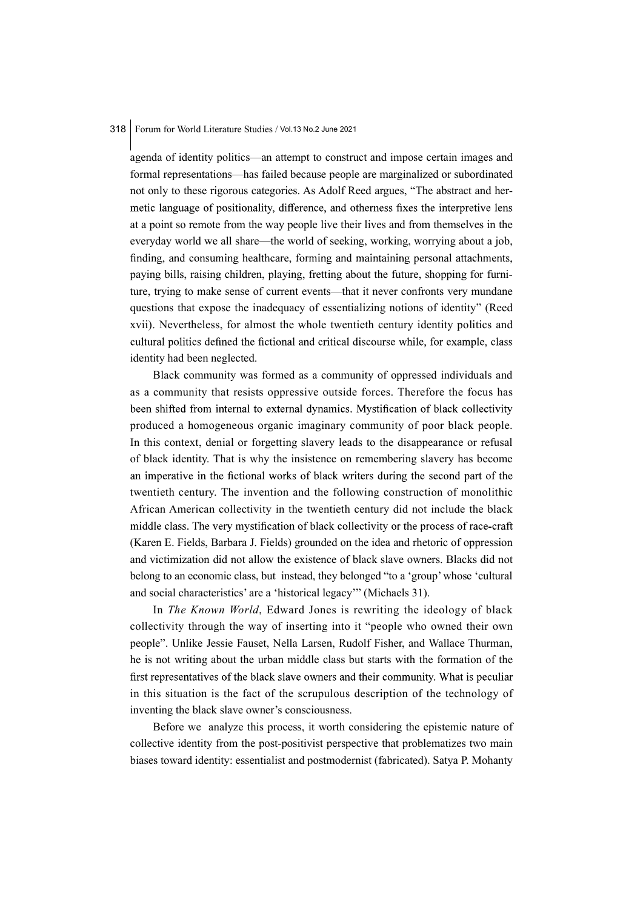agenda of identity politics—an attempt to construct and impose certain images and formal representations—has failed because people are marginalized or subordinated not only to these rigorous categories. As Adolf Reed argues, "The abstract and hermetic language of positionality, difference, and otherness fixes the interpretive lens at a point so remote from the way people live their lives and from themselves in the everyday world we all share—the world of seeking, working, worrying about a job, finding, and consuming healthcare, forming and maintaining personal attachments, paying bills, raising children, playing, fretting about the future, shopping for furniture, trying to make sense of current events—that it never confronts very mundane questions that expose the inadequacy of essentializing notions of identity" (Reed xvii). Nevertheless, for almost the whole twentieth century identity politics and cultural politics defined the fictional and critical discourse while, for example, class identity had been neglected.

Black community was formed as a community of oppressed individuals and as a community that resists oppressive outside forces. Therefore the focus has been shifted from internal to external dynamics. Mystification of black collectivity produced a homogeneous organic imaginary community of poor black people. In this context, denial or forgetting slavery leads to the disappearance or refusal of black identity. That is why the insistence on remembering slavery has become an imperative in the fictional works of black writers during the second part of the twentieth century. The invention and the following construction of monolithic African American collectivity in the twentieth century did not include the black middle class. The very mystification of black collectivity or the process of race-craft (Karen E. Fields, Barbara J. Fields) grounded on the idea and rhetoric of oppression and victimization did not allow the existence of black slave owners. Blacks did not belong to an economic class, but instead, they belonged "to a 'group' whose 'cultural and social characteristics' are a 'historical legacy'" (Michaels 31).

In *The Known World*, Edward Jones is rewriting the ideology of black collectivity through the way of inserting into it "people who owned their own people". Unlike Jessie Fauset, Nella Larsen, Rudolf Fisher, and Wallace Thurman, he is not writing about the urban middle class but starts with the formation of the first representatives of the black slave owners and their community. What is peculiar in this situation is the fact of the scrupulous description of the technology of inventing the black slave owner's consciousness.

Before we analyze this process, it worth considering the epistemic nature of collective identity from the post-positivist perspective that problematizes two main biases toward identity: essentialist and postmodernist (fabricated). Satya P. Mohanty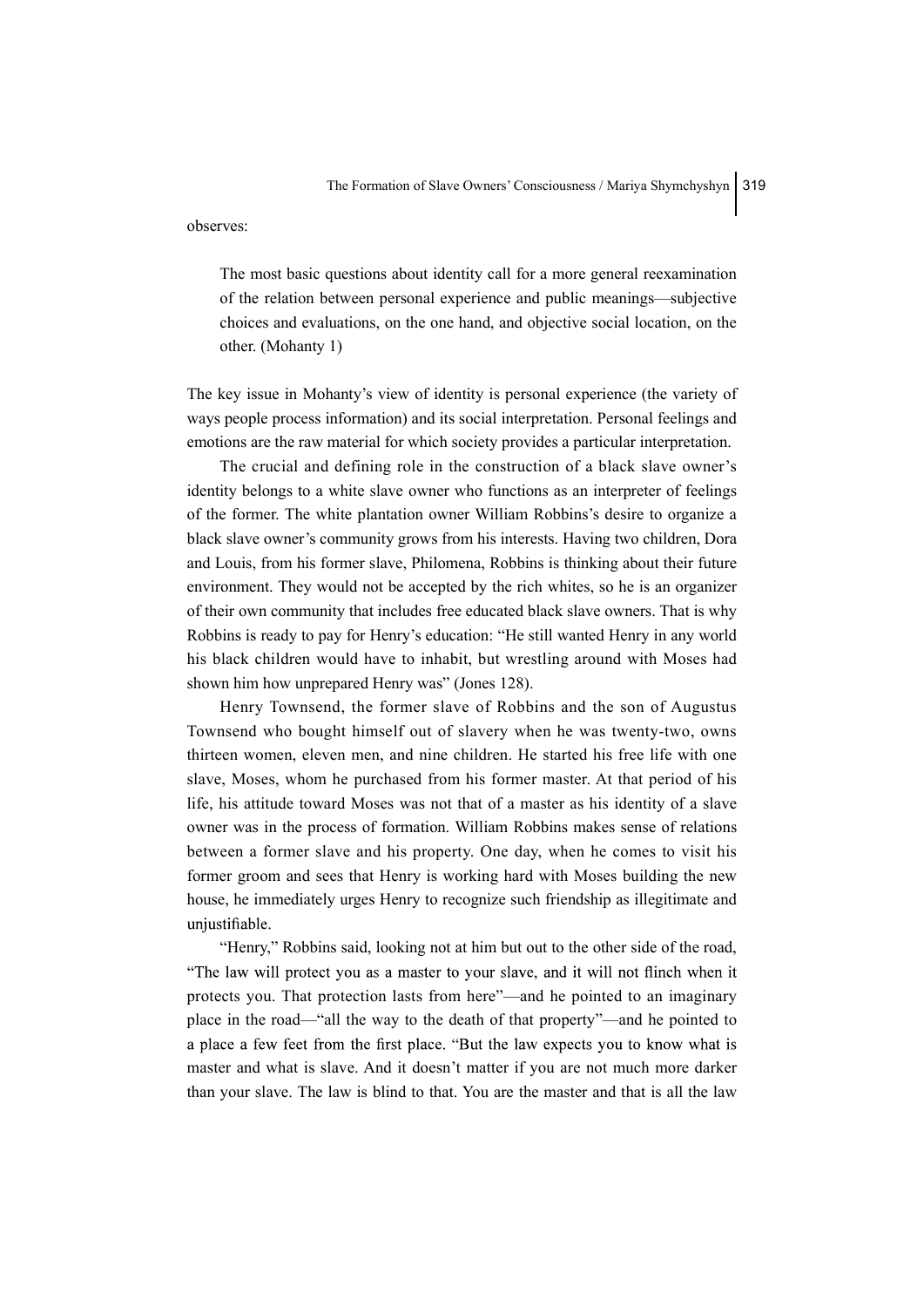observes:

> The most basic questions about identity call for a more general reexamination of the relation between personal experience and public meanings—subjective choices and evaluations, on the one hand, and objective social location, on the other. (Mohanty 1)

The key issue in Mohanty's view of identity is personal experience (the variety of ways people process information) and its social interpretation. Personal feelings and emotions are the raw material for which society provides a particular interpretation.

The crucial and defining role in the construction of a black slave owner's identity belongs to a white slave owner who functions as an interpreter of feelings of the former. The white plantation owner William Robbins's desire to organize a black slave owner's community grows from his interests. Having two children, Dora and Louis, from his former slave, Philomena, Robbins is thinking about their future environment. They would not be accepted by the rich whites, so he is an organizer of their own community that includes free educated black slave owners. That is why Robbins is ready to pay for Henry's education: "He still wanted Henry in any world his black children would have to inhabit, but wrestling around with Moses had shown him how unprepared Henry was" (Jones 128).

Henry Townsend, the former slave of Robbins and the son of Augustus Townsend who bought himself out of slavery when he was twenty-two, owns thirteen women, eleven men, and nine children. He started his free life with one slave, Moses, whom he purchased from his former master. At that period of his life, his attitude toward Moses was not that of a master as his identity of a slave owner was in the process of formation. William Robbins makes sense of relations between a former slave and his property. One day, when he comes to visit his former groom and sees that Henry is working hard with Moses building the new house, he immediately urges Henry to recognize such friendship as illegitimate and unjustifiable.

> "Henry," Robbins said, looking not at him but out to the other side of the road, "The law will protect you as a master to your slave, and it will not flinch when it protects you. That protection lasts from here"—and he pointed to an imaginary place in the road—"all the way to the death of that property"—and he pointed to a place a few feet from the first place. "But the law expects you to know what is master and what is slave. And it doesn't matter if you are not much more darker than your slave. The law is blind to that. You are the master and that is all the law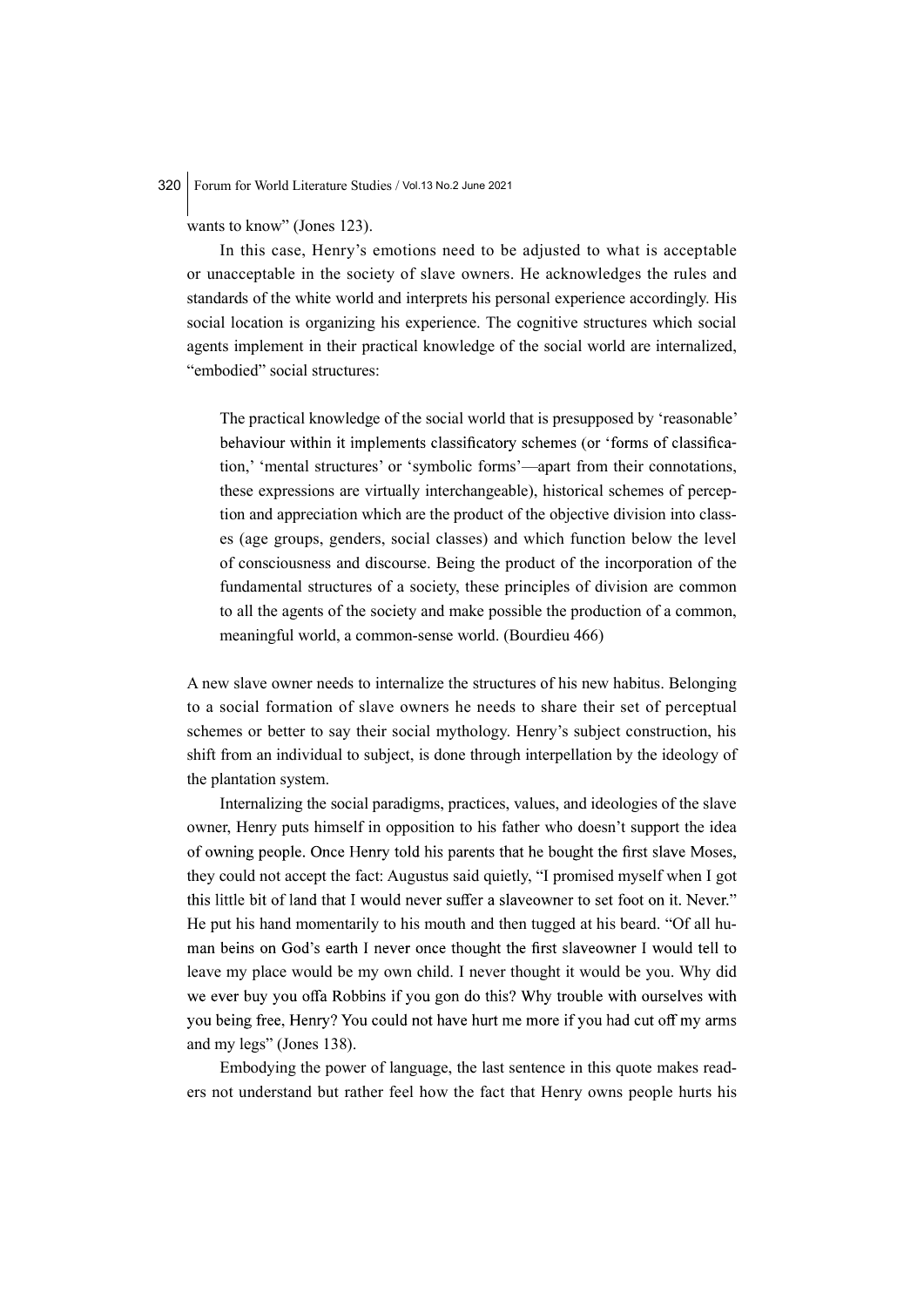wants to know" (Jones 123).

In this case, Henry's emotions need to be adjusted to what is acceptable or unacceptable in the society of slave owners. He acknowledges the rules and standards of the white world and interprets his personal experience accordingly. His social location is organizing his experience. The cognitive structures which social agents implement in their practical knowledge of the social world are internalized, "embodied" social structures:

> The practical knowledge of the social world that is presupposed by 'reasonable' behaviour within it implements classificatory schemes (or 'forms of classification,' 'mental structures' or 'symbolic forms'—apart from their connotations, these expressions are virtually interchangeable), historical schemes of perception and appreciation which are the product of the objective division into classes (age groups, genders, social classes) and which function below the level of consciousness and discourse. Being the product of the incorporation of the fundamental structures of a society, these principles of division are common to all the agents of the society and make possible the production of a common, meaningful world, a common-sense world. (Bourdieu 466)

A new slave owner needs to internalize the structures of his new habitus. Belonging to a social formation of slave owners he needs to share their set of perceptual schemes or better to say their social mythology. Henry's subject construction, his shift from an individual to subject, is done through interpellation by the ideology of the plantation system.

Internalizing the social paradigms, practices, values, and ideologies of the slave owner, Henry puts himself in opposition to his father who doesn't support the idea of owning people. Once Henry told his parents that he bought the first slave Moses, they could not accept the fact: Augustus said quietly, "I promised myself when I got this little bit of land that I would never suffer a slaveowner to set foot on it. Never." He put his hand momentarily to his mouth and then tugged at his beard. "Of all human beins on God's earth I never once thought the first slaveowner I would tell to leave my place would be my own child. I never thought it would be you. Why did we ever buy you offa Robbins if you gon do this? Why trouble with ourselves with you being free, Henry? You could not have hurt me more if you had cut off my arms and my legs" (Jones 138).

Embodying the power of language, the last sentence in this quote makes readers not understand but rather feel how the fact that Henry owns people hurts his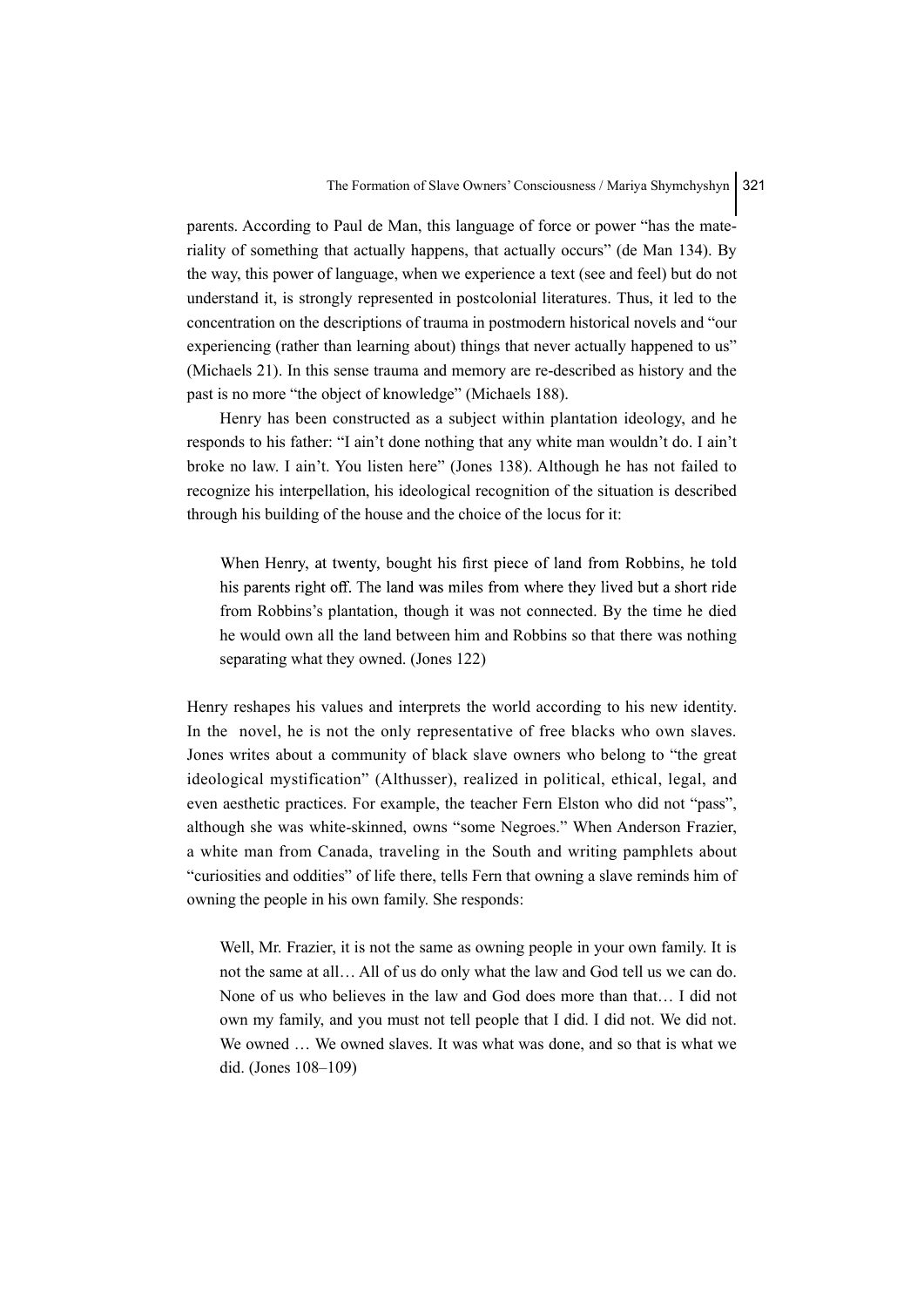parents. According to Paul de Man, this language of force or power "has the materiality of something that actually happens, that actually occurs" (de Man 134). By the way, this power of language, when we experience a text (see and feel) but do not understand it, is strongly represented in postcolonial literatures. Thus, it led to the concentration on the descriptions of trauma in postmodern historical novels and "our experiencing (rather than learning about) things that never actually happened to us" (Michaels 21). In this sense trauma and memory are re-described as history and the past is no more "the object of knowledge" (Michaels 188).

Henry has been constructed as a subject within plantation ideology, and he responds to his father: "I ain't done nothing that any white man wouldn't do. I ain't broke no law. I ain't. You listen here" (Jones 138). Although he has not failed to recognize his interpellation, his ideological recognition of the situation is described through his building of the house and the choice of the locus for it:

> When Henry, at twenty, bought his first piece of land from Robbins, he told his parents right off. The land was miles from where they lived but a short ride from Robbins's plantation, though it was not connected. By the time he died he would own all the land between him and Robbins so that there was nothing separating what they owned. (Jones 122)

Henry reshapes his values and interprets the world according to his new identity. In the novel, he is not the only representative of free blacks who own slaves. Jones writes about a community of black slave owners who belong to "the great ideological mystification" (Althusser), realized in political, ethical, legal, and even aesthetic practices. For example, the teacher Fern Elston who did not "pass", although she was white-skinned, owns "some Negroes." When Anderson Frazier, a white man from Canada, traveling in the South and writing pamphlets about "curiosities and oddities" of life there, tells Fern that owning a slave reminds him of owning the people in his own family. She responds:

> Well, Mr. Frazier, it is not the same as owning people in your own family. It is not the same at all… All of us do only what the law and God tell us we can do. None of us who believes in the law and God does more than that… I did not own my family, and you must not tell people that I did. I did not. We did not. We owned … We owned slaves. It was what was done, and so that is what we did. (Jones 108–109)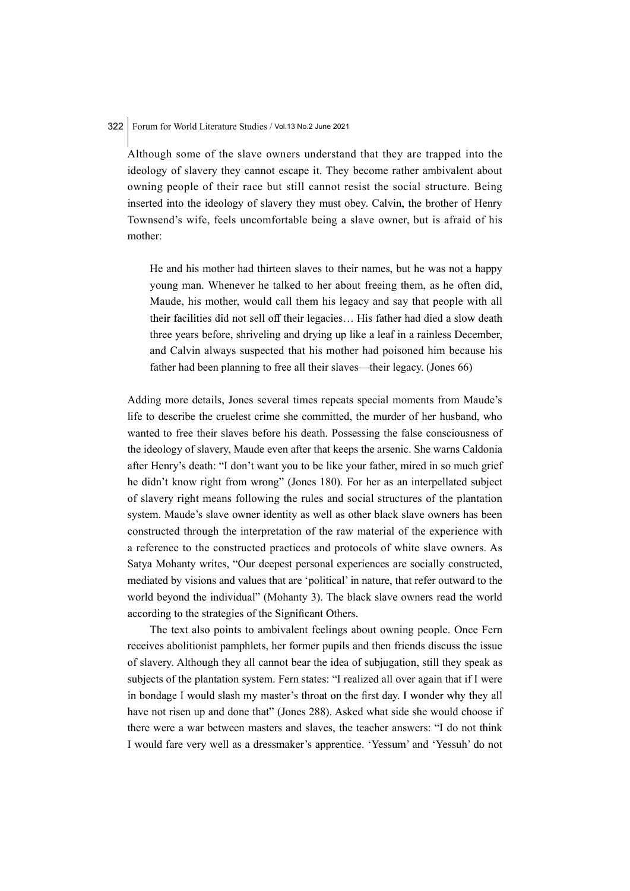Although some of the slave owners understand that they are trapped into the ideology of slavery they cannot escape it. They become rather ambivalent about owning people of their race but still cannot resist the social structure. Being inserted into the ideology of slavery they must obey. Calvin, the brother of Henry Townsend's wife, feels uncomfortable being a slave owner, but is afraid of his mother:

> He and his mother had thirteen slaves to their names, but he was not a happy young man. Whenever he talked to her about freeing them, as he often did, Maude, his mother, would call them his legacy and say that people with all their facilities did not sell off their legacies… His father had died a slow death three years before, shriveling and drying up like a leaf in a rainless December, and Calvin always suspected that his mother had poisoned him because his father had been planning to free all their slaves—their legacy. (Jones 66)

Adding more details, Jones several times repeats special moments from Maude's life to describe the cruelest crime she committed, the murder of her husband, who wanted to free their slaves before his death. Possessing the false consciousness of the ideology of slavery, Maude even after that keeps the arsenic. She warns Caldonia after Henry's death: "I don't want you to be like your father, mired in so much grief he didn't know right from wrong" (Jones 180). For her as an interpellated subject of slavery right means following the rules and social structures of the plantation system. Maude's slave owner identity as well as other black slave owners has been constructed through the interpretation of the raw material of the experience with a reference to the constructed practices and protocols of white slave owners. As Satya Mohanty writes, "Our deepest personal experiences are socially constructed, mediated by visions and values that are 'political' in nature, that refer outward to the world beyond the individual" (Mohanty 3). The black slave owners read the world according to the strategies of the Significant Others.

The text also points to ambivalent feelings about owning people. Once Fern receives abolitionist pamphlets, her former pupils and then friends discuss the issue of slavery. Although they all cannot bear the idea of subjugation, still they speak as subjects of the plantation system. Fern states: "I realized all over again that if I were in bondage I would slash my master's throat on the first day. I wonder why they all have not risen up and done that" (Jones 288). Asked what side she would choose if there were a war between masters and slaves, the teacher answers: "I do not think I would fare very well as a dressmaker's apprentice. 'Yessum' and 'Yessuh' do not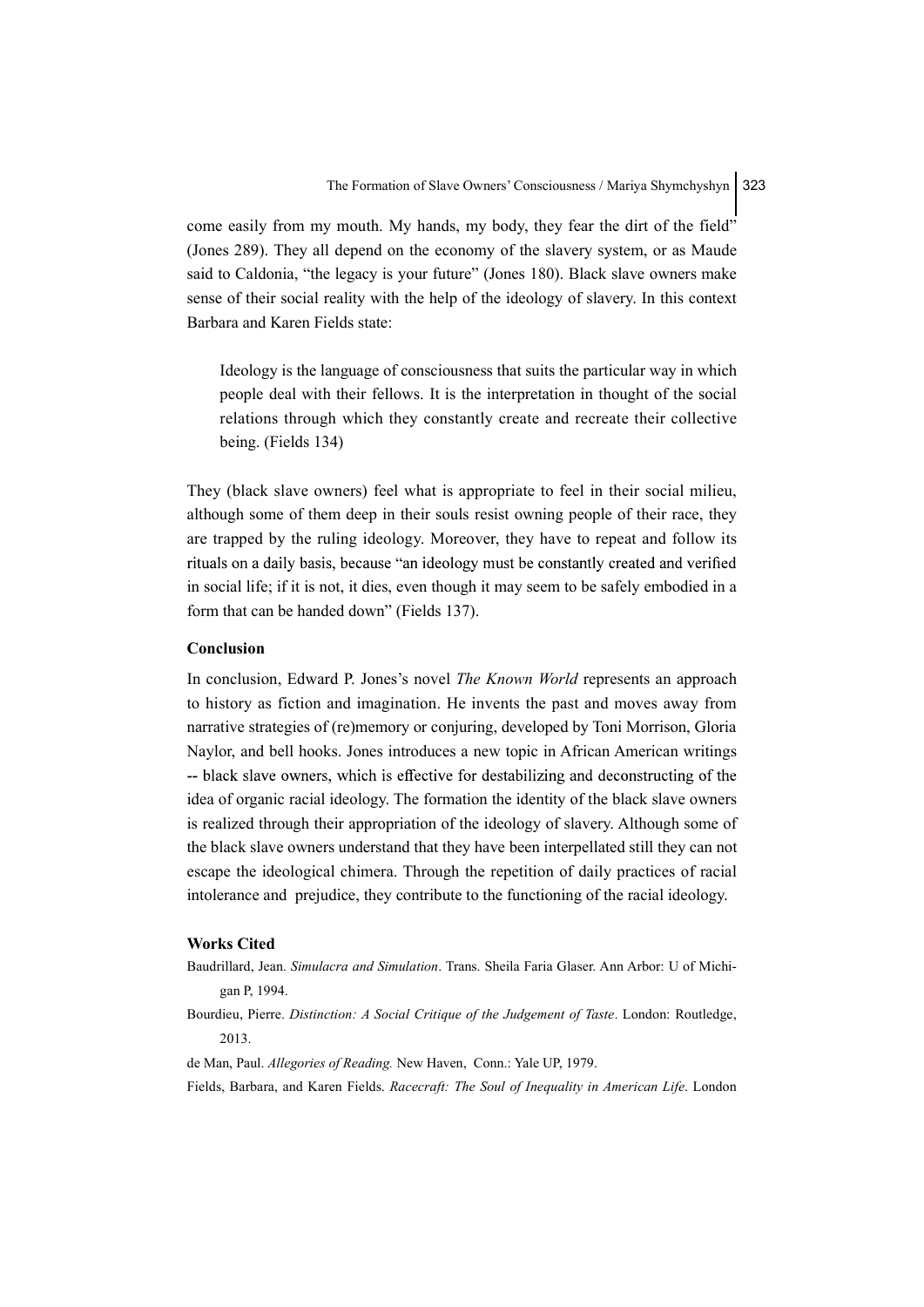come easily from my mouth. My hands, my body, they fear the dirt of the field" (Jones 289). They all depend on the economy of the slavery system, or as Maude said to Caldonia, "the legacy is your future" (Jones 180). Black slave owners make sense of their social reality with the help of the ideology of slavery. In this context Barbara and Karen Fields state:

> Ideology is the language of consciousness that suits the particular way in which people deal with their fellows. It is the interpretation in thought of the social relations through which they constantly create and recreate their collective being. (Fields 134)

They (black slave owners) feel what is appropriate to feel in their social milieu, although some of them deep in their souls resist owning people of their race, they are trapped by the ruling ideology. Moreover, they have to repeat and follow its rituals on a daily basis, because "an ideology must be constantly created and verified in social life; if it is not, it dies, even though it may seem to be safely embodied in a form that can be handed down" (Fields 137).

## Conclusion

In conclusion, Edward P. Jones's novel *The Known World* represents an approach to history as fiction and imagination. He invents the past and moves away from narrative strategies of (re)memory or conjuring, developed by Toni Morrison, Gloria Naylor, and bell hooks. Jones introduces a new topic in African American writings -- black slave owners, which is effective for destabilizing and deconstructing of the idea of organic racial ideology. The formation the identity of the black slave owners is realized through their appropriation of the ideology of slavery. Although some of the black slave owners understand that they have been interpellated still they can not escape the ideological chimera. Through the repetition of daily practices of racial intolerance and prejudice, they contribute to the functioning of the racial ideology.

## Works Cited

Baudrillard, Jean. *Simulacra and Simulation*. Trans. Sheila Faria Glaser. Ann Arbor: U of Michigan P, 1994.

Bourdieu, Pierre. *Distinction: A Social Critique of the Judgement of Taste*. London: Routledge, 2013.

de Man, Paul. *Allegories of Reading.* New Haven, Conn.: Yale UP, 1979.

Fields, Barbara, and Karen Fields. *Racecraft: The Soul of Inequality in American Life*. London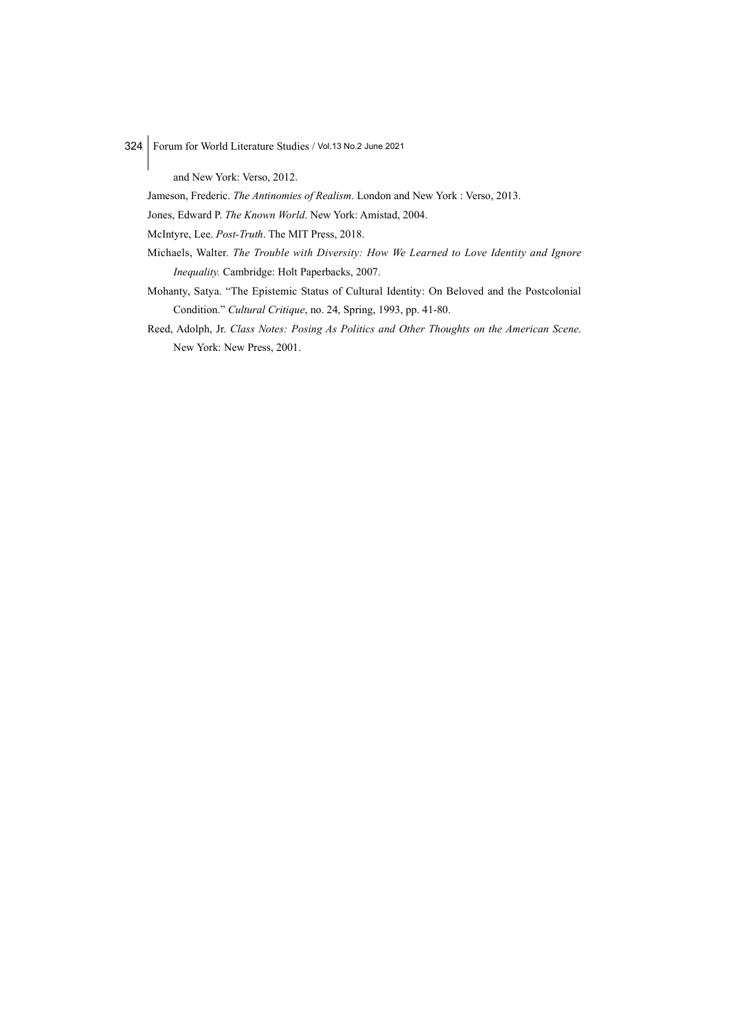and New York: Verso, 2012.

Jameson, Frederic. *The Antinomies of Realism*. London and New York : Verso, 2013.

Jones, Edward P. *The Known World*. New York: Amistad, 2004.

McIntyre, Lee. *Post-Truth*. The MIT Press, 2018.

Michaels, Walter. *The Trouble with Diversity: How We Learned to Love Identity and Ignore Inequality.* Cambridge: Holt Paperbacks, 2007.

Mohanty, Satya. "The Epistemic Status of Cultural Identity: On Beloved and the Postcolonial Condition." *Cultural Critique*, no. 24, Spring, 1993, pp. 41-80.

Reed, Adolph, Jr. *Class Notes: Posing As Politics and Other Thoughts on the American Scene*. New York: New Press, 2001.